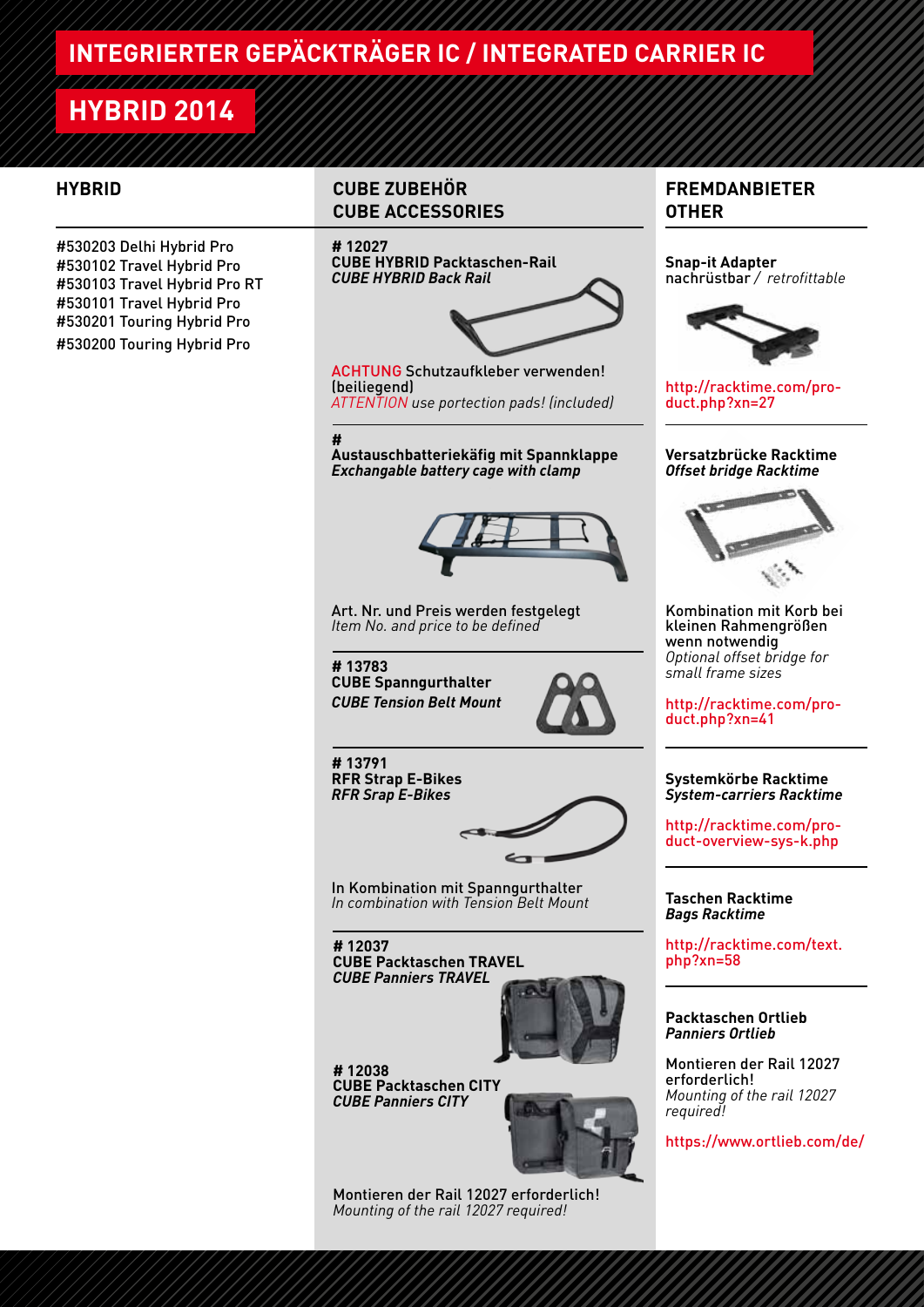# INTEGRIERTER GEPÄCKTRÄGER IC / INTEGRATED CARRIER IC

## HYBRID 2014

### HYBRID

#530203 Delhi Hybrid Pro
#530102 Travel Hybrid Pro
#530103 Travel Hybrid Pro RT
#530101 Travel Hybrid Pro
#530201 Touring Hybrid Pro
#530200 Touring Hybrid Pro

### CUBE ZUBEHÖR
### CUBE ACCESSORIES

**# 12027**
**CUBE HYBRID Packtaschen-Rail**
***CUBE HYBRID Back Rail***

ACHTUNG Schutzaufkleber verwenden! (beiliegend)
*ATTENTION use portection pads! (included)*

**#**
**Austauschbatteriekäfig mit Spannklappe**
***Exchangable battery cage with clamp***

Art. Nr. und Preis werden festgelegt
*Item No. and price to be defined*

**# 13783**
**CUBE Spanngurthalter**
***CUBE Tension Belt Mount***

**# 13791**
**RFR Strap E-Bikes**
***RFR Srap E-Bikes***

In Kombination mit Spanngurthalter
*In combination with Tension Belt Mount*

**# 12037**
**CUBE Packtaschen TRAVEL**
***CUBE Panniers TRAVEL***

**# 12038**
**CUBE Packtaschen CITY**
***CUBE Panniers CITY***

Montieren der Rail 12027 erforderlich!
*Mounting of the rail 12027 required!*

### FREMDANBIETER
### OTHER

**Snap-it Adapter**
**nachrüstbar** / *retrofittable*

http://racktime.com/product.php?xn=27

**Versatzbrücke Racktime**
***Offset bridge Racktime***

Kombination mit Korb bei kleinen Rahmengrößen wenn notwendig
*Optional offset bridge for small frame sizes*

http://racktime.com/product.php?xn=41

**Systemkörbe Racktime**
***System-carriers Racktime***

http://racktime.com/product-overview-sys-k.php

**Taschen Racktime**
***Bags Racktime***

http://racktime.com/text.php?xn=58

**Packtaschen Ortlieb**
***Panniers Ortlieb***

Montieren der Rail 12027 erforderlich!
*Mounting of the rail 12027 required!*

https://www.ortlieb.com/de/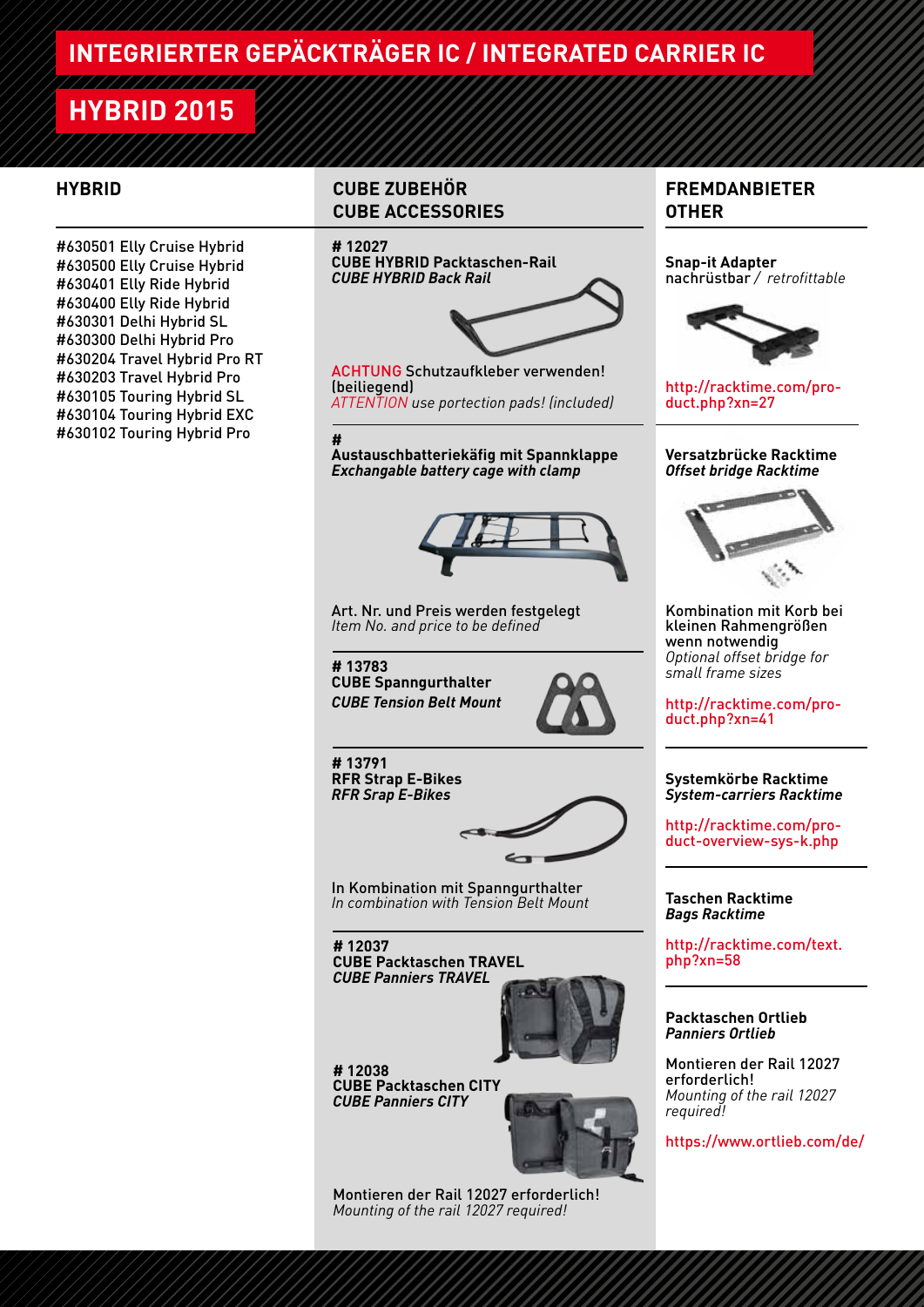# INTEGRIERTER GEPÄCKTRÄGER IC / INTEGRATED CARRIER IC

## HYBRID 2015

### HYBRID

#630501 Elly Cruise Hybrid
#630500 Elly Cruise Hybrid
#630401 Elly Ride Hybrid
#630400 Elly Ride Hybrid
#630301 Delhi Hybrid SL
#630300 Delhi Hybrid Pro
#630204 Travel Hybrid Pro RT
#630203 Travel Hybrid Pro
#630105 Touring Hybrid SL
#630104 Touring Hybrid EXC
#630102 Touring Hybrid Pro

### CUBE ZUBEHÖR / CUBE ACCESSORIES

**# 12027**
**CUBE HYBRID Packtaschen-Rail**
***CUBE HYBRID Back Rail***

ACHTUNG Schutzaufkleber verwenden! (beiliegend)
*ATTENTION use portection pads! (included)*

**#**
**Austauschbatteriekäfig mit Spannklappe**
***Exchangable battery cage with clamp***

Art. Nr. und Preis werden festgelegt
*Item No. and price to be defined*

**# 13783**
**CUBE Spanngurthalter**
***CUBE Tension Belt Mount***

**# 13791**
**RFR Strap E-Bikes**
***RFR Srap E-Bikes***

In Kombination mit Spanngurthalter
*In combination with Tension Belt Mount*

**# 12037**
**CUBE Packtaschen TRAVEL**
***CUBE Panniers TRAVEL***

**# 12038**
**CUBE Packtaschen CITY**
***CUBE Panniers CITY***

Montieren der Rail 12027 erforderlich!
*Mounting of the rail 12027 required!*

### FREMDANBIETER / OTHER

**Snap-it Adapter**
nachrüstbar / *retrofittable*

http://racktime.com/product.php?xn=27

**Versatzbrücke Racktime**
***Offset bridge Racktime***

Kombination mit Korb bei kleinen Rahmengrößen wenn notwendig
*Optional offset bridge for small frame sizes*

http://racktime.com/product.php?xn=41

**Systemkörbe Racktime**
***System-carriers Racktime***

http://racktime.com/product-overview-sys-k.php

**Taschen Racktime**
***Bags Racktime***

http://racktime.com/text.php?xn=58

**Packtaschen Ortlieb**
***Panniers Ortlieb***

Montieren der Rail 12027 erforderlich!
*Mounting of the rail 12027 required!*

https://www.ortlieb.com/de/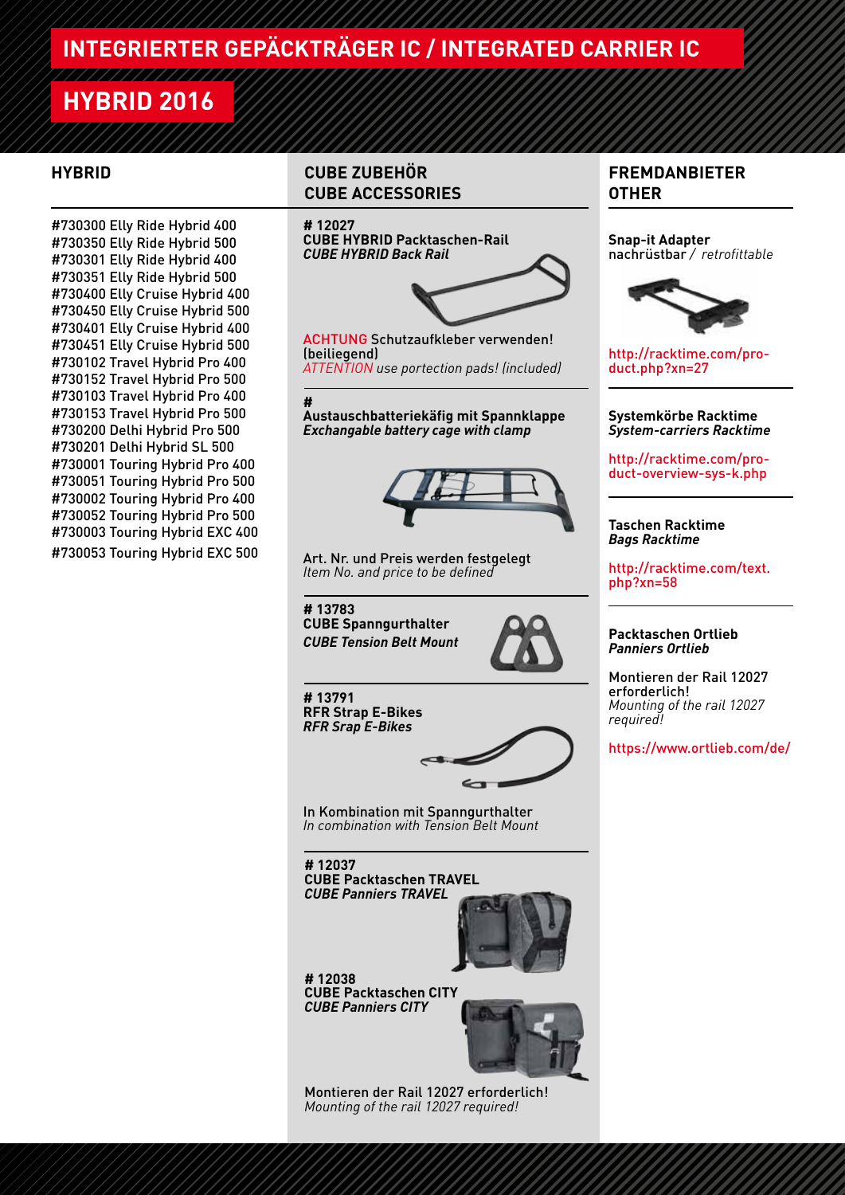# INTEGRIERTER GEPÄCKTRÄGER IC / INTEGRATED CARRIER IC

## HYBRID 2016

### HYBRID

#730300 Elly Ride Hybrid 400
#730350 Elly Ride Hybrid 500
#730301 Elly Ride Hybrid 400
#730351 Elly Ride Hybrid 500
#730400 Elly Cruise Hybrid 400
#730450 Elly Cruise Hybrid 500
#730401 Elly Cruise Hybrid 400
#730451 Elly Cruise Hybrid 500
#730102 Travel Hybrid Pro 400
#730152 Travel Hybrid Pro 500
#730103 Travel Hybrid Pro 400
#730153 Travel Hybrid Pro 500
#730200 Delhi Hybrid Pro 500
#730201 Delhi Hybrid SL 500
#730001 Touring Hybrid Pro 400
#730051 Touring Hybrid Pro 500
#730002 Touring Hybrid Pro 400
#730052 Touring Hybrid Pro 500
#730003 Touring Hybrid EXC 400
#730053 Touring Hybrid EXC 500

### CUBE ZUBEHÖR
### CUBE ACCESSORIES

**# 12027**
**CUBE HYBRID Packtaschen-Rail**
***CUBE HYBRID Back Rail***

ACHTUNG Schutzaufkleber verwenden! (beiliegend)
*ATTENTION use portection pads! (included)*

---

**#**
**Austauschbatteriekäfig mit Spannklappe**
***Exchangable battery cage with clamp***

Art. Nr. und Preis werden festgelegt
*Item No. and price to be defined*

---

**# 13783**
**CUBE Spanngurthalter**
***CUBE Tension Belt Mount***

---

**# 13791**
**RFR Strap E-Bikes**
***RFR Srap E-Bikes***

In Kombination mit Spanngurthalter
*In combination with Tension Belt Mount*

---

**# 12037**
**CUBE Packtaschen TRAVEL**
***CUBE Panniers TRAVEL***

**# 12038**
**CUBE Packtaschen CITY**
***CUBE Panniers CITY***

Montieren der Rail 12027 erforderlich!
*Mounting of the rail 12027 required!*

### FREMDANBIETER
### OTHER

**Snap-it Adapter**
**nachrüstbar** / *retrofittable*

http://racktime.com/product.php?xn=27

---

**Systemkörbe Racktime**
***System-carriers Racktime***

http://racktime.com/product-overview-sys-k.php

---

**Taschen Racktime**
***Bags Racktime***

http://racktime.com/text.php?xn=58

---

**Packtaschen Ortlieb**
***Panniers Ortlieb***

Montieren der Rail 12027 erforderlich!
*Mounting of the rail 12027 required!*

https://www.ortlieb.com/de/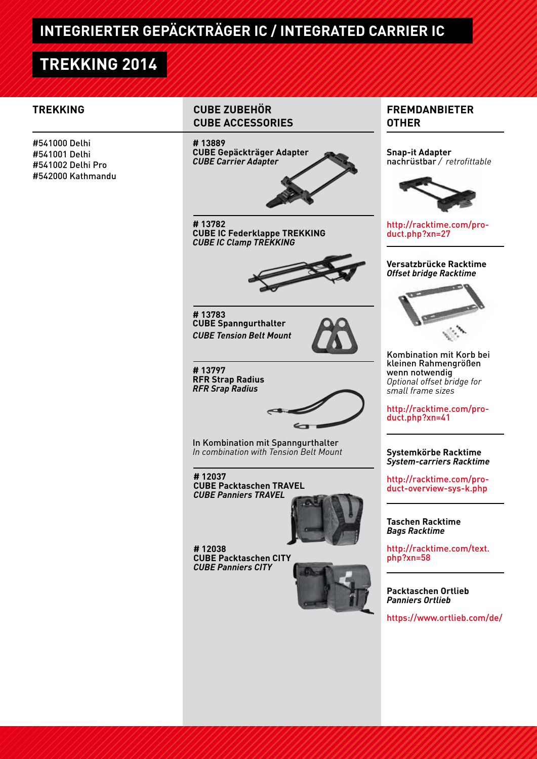# INTEGRIERTER GEPÄCKTRÄGER IC / INTEGRATED CARRIER IC

## TREKKING 2014

### TREKKING

#541000 Delhi
#541001 Delhi
#541002 Delhi Pro
#542000 Kathmandu

### CUBE ZUBEHÖR
### CUBE ACCESSORIES

**# 13889**
**CUBE Gepäckträger Adapter**
***CUBE Carrier Adapter***

**# 13782**
**CUBE IC Federklappe TREKKING**
***CUBE IC Clamp TREKKING***

**# 13783**
**CUBE Spanngurthalter**
***CUBE Tension Belt Mount***

**# 13797**
**RFR Strap Radius**
***RFR Srap Radius***

In Kombination mit Spanngurthalter
*In combination with Tension Belt Mount*

**# 12037**
**CUBE Packtaschen TRAVEL**
***CUBE Panniers TRAVEL***

**# 12038**
**CUBE Packtaschen CITY**
***CUBE Panniers CITY***

### FREMDANBIETER
### OTHER

**Snap-it Adapter**
nachrüstbar / *retrofittable*

http://racktime.com/product.php?xn=27

**Versatzbrücke Racktime**
***Offset bridge Racktime***

Kombination mit Korb bei kleinen Rahmengrößen wenn notwendig
*Optional offset bridge for small frame sizes*

http://racktime.com/product.php?xn=41

**Systemkörbe Racktime**
***System-carriers Racktime***

http://racktime.com/product-overview-sys-k.php

**Taschen Racktime**
***Bags Racktime***

http://racktime.com/text.php?xn=58

**Packtaschen Ortlieb**
***Panniers Ortlieb***

https://www.ortlieb.com/de/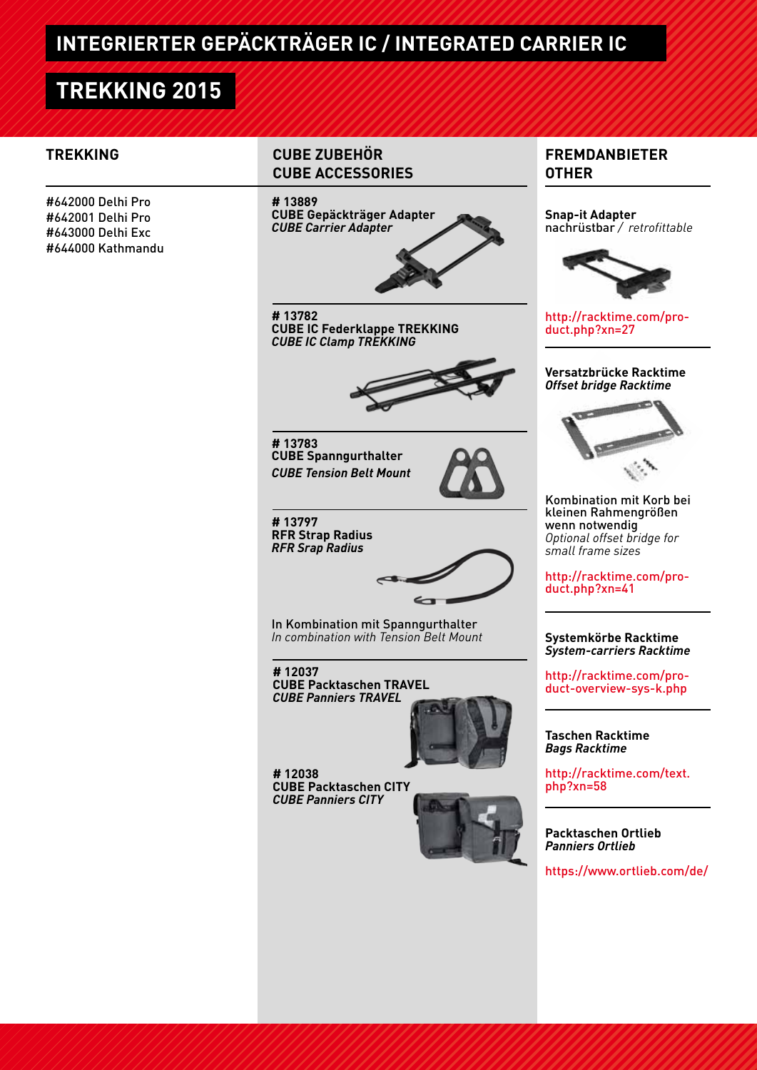# INTEGRIERTER GEPÄCKTRÄGER IC / INTEGRATED CARRIER IC

## TREKKING 2015

### TREKKING

#642000 Delhi Pro
#642001 Delhi Pro
#643000 Delhi Exc
#644000 Kathmandu

### CUBE ZUBEHÖR
### CUBE ACCESSORIES

**# 13889**
**CUBE Gepäckträger Adapter**
***CUBE Carrier Adapter***

**# 13782**
**CUBE IC Federklappe TREKKING**
***CUBE IC Clamp TREKKING***

**# 13783**
**CUBE Spanngurthalter**
***CUBE Tension Belt Mount***

**# 13797**
**RFR Strap Radius**
***RFR Srap Radius***

In Kombination mit Spanngurthalter
*In combination with Tension Belt Mount*

**# 12037**
**CUBE Packtaschen TRAVEL**
***CUBE Panniers TRAVEL***

**# 12038**
**CUBE Packtaschen CITY**
***CUBE Panniers CITY***

### FREMDANBIETER
### OTHER

**Snap-it Adapter**
nachrüstbar / *retrofittable*

http://racktime.com/product.php?xn=27

**Versatzbrücke Racktime**
***Offset bridge Racktime***

Kombination mit Korb bei kleinen Rahmengrößen wenn notwendig
*Optional offset bridge for small frame sizes*

http://racktime.com/product.php?xn=41

**Systemkörbe Racktime**
***System-carriers Racktime***

http://racktime.com/product-overview-sys-k.php

**Taschen Racktime**
***Bags Racktime***

http://racktime.com/text.php?xn=58

**Packtaschen Ortlieb**
***Panniers Ortlieb***

https://www.ortlieb.com/de/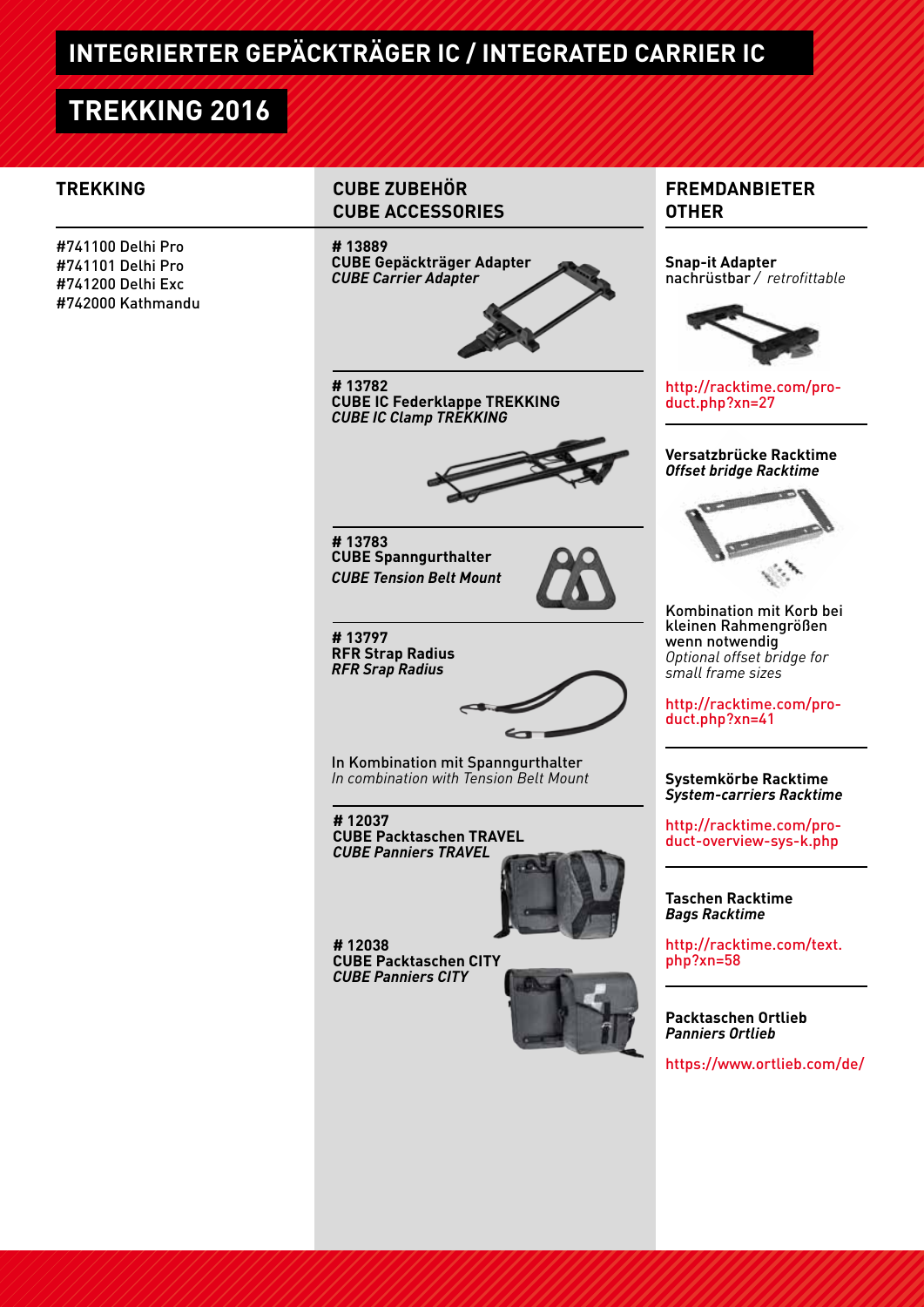# INTEGRIERTER GEPÄCKTRÄGER IC / INTEGRATED CARRIER IC

## TREKKING 2016

### TREKKING

#741100 Delhi Pro
#741101 Delhi Pro
#741200 Delhi Exc
#742000 Kathmandu

### CUBE ZUBEHÖR
### CUBE ACCESSORIES

**# 13889**
**CUBE Gepäckträger Adapter**
***CUBE Carrier Adapter***

**# 13782**
**CUBE IC Federklappe TREKKING**
***CUBE IC Clamp TREKKING***

**# 13783**
**CUBE Spanngurthalter**
***CUBE Tension Belt Mount***

**# 13797**
**RFR Strap Radius**
***RFR Srap Radius***

In Kombination mit Spanngurthalter
*In combination with Tension Belt Mount*

**# 12037**
**CUBE Packtaschen TRAVEL**
***CUBE Panniers TRAVEL***

**# 12038**
**CUBE Packtaschen CITY**
***CUBE Panniers CITY***

### FREMDANBIETER
### OTHER

**Snap-it Adapter**
nachrüstbar / *retrofittable*

http://racktime.com/product.php?xn=27

**Versatzbrücke Racktime**
***Offset bridge Racktime***

Kombination mit Korb bei kleinen Rahmengrößen wenn notwendig
*Optional offset bridge for small frame sizes*

http://racktime.com/product.php?xn=41

**Systemkörbe Racktime**
***System-carriers Racktime***

http://racktime.com/product-overview-sys-k.php

**Taschen Racktime**
***Bags Racktime***

http://racktime.com/text.php?xn=58

**Packtaschen Ortlieb**
***Panniers Ortlieb***

https://www.ortlieb.com/de/